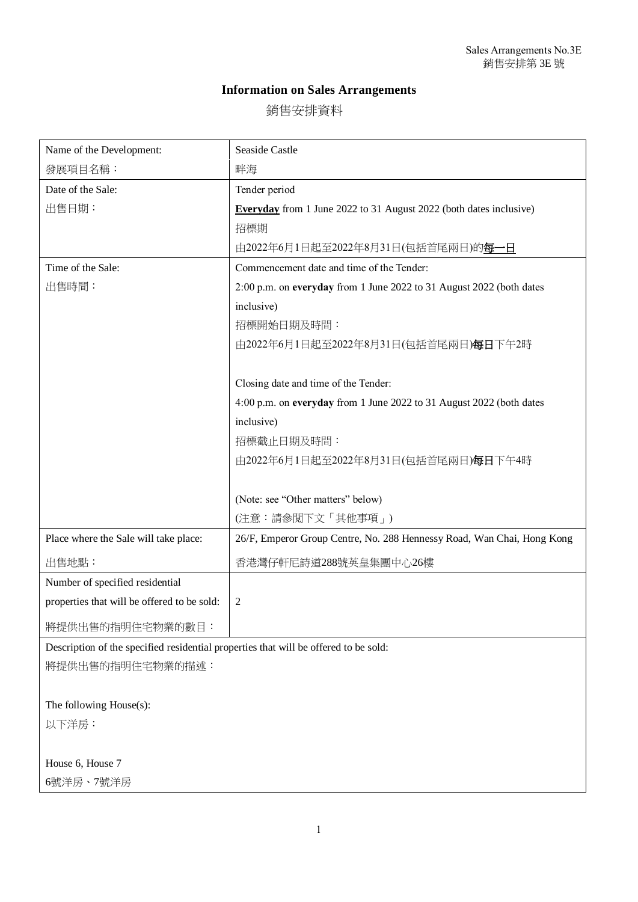Sales Arrangements No.3E
銷售安排第 3E 號

# Information on Sales Arrangements

# 銷售安排資料

| | |
|---|---|
| Name of the Development:<br>發展項目名稱： | Seaside Castle<br>畔海 |
| Date of the Sale:<br>出售日期： | Tender period<br>**Everyday** from 1 June 2022 to 31 August 2022 (both dates inclusive)<br>招標期<br>由2022年6月1日起至2022年8月31日(包括首尾兩日)的**每一日** |
| Time of the Sale:<br>出售時間： | Commencement date and time of the Tender:<br>2:00 p.m. on **everyday** from 1 June 2022 to 31 August 2022 (both dates inclusive)<br>招標開始日期及時間：<br>由2022年6月1日起至2022年8月31日(包括首尾兩日)**每日**下午2時<br><br>Closing date and time of the Tender:<br>4:00 p.m. on **everyday** from 1 June 2022 to 31 August 2022 (both dates inclusive)<br>招標截止日期及時間：<br>由2022年6月1日起至2022年8月31日(包括首尾兩日)**每日**下午4時<br><br>(Note: see "Other matters" below)<br>(注意：請參閱下文「其他事項」) |
| Place where the Sale will take place:<br>出售地點： | 26/F, Emperor Group Centre, No. 288 Hennessy Road, Wan Chai, Hong Kong<br>香港灣仔軒尼詩道288號英皇集團中心26樓 |
| Number of specified residential properties that will be offered to be sold:<br>將提供出售的指明住宅物業的數目： | 2 |

Description of the specified residential properties that will be offered to be sold:
將提供出售的指明住宅物業的描述：

The following House(s):
以下洋房：

House 6, House 7
6號洋房、7號洋房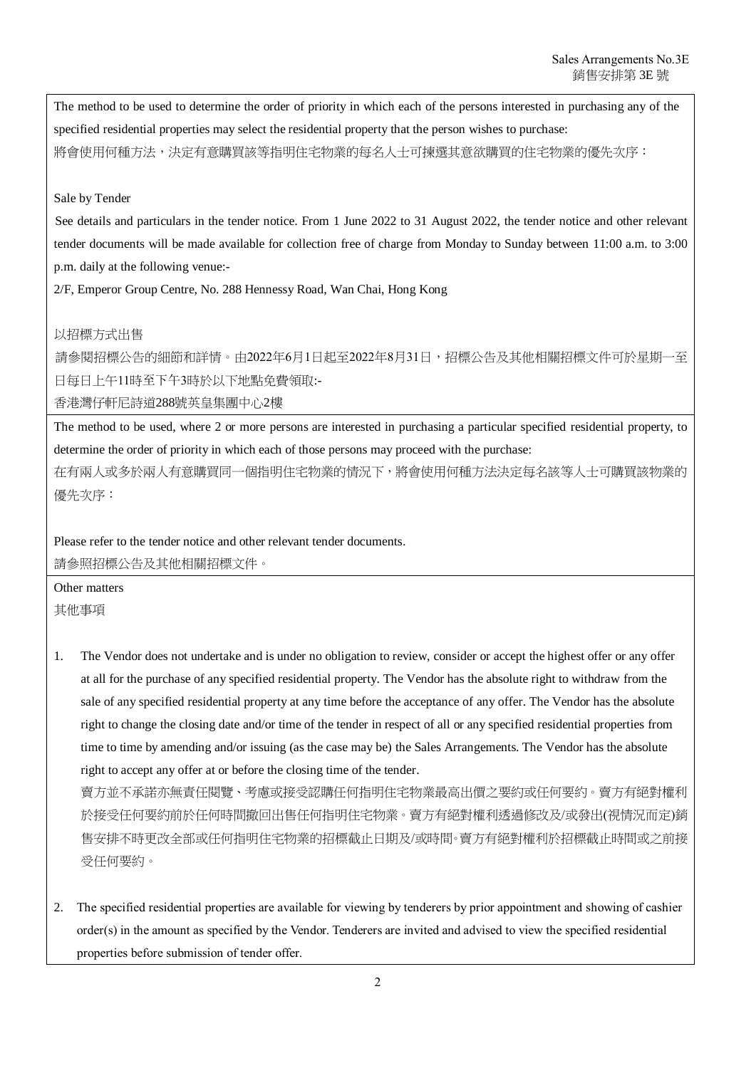The method to be used to determine the order of priority in which each of the persons interested in purchasing any of the specified residential properties may select the residential property that the person wishes to purchase:
將會使用何種方法，決定有意購買該等指明住宅物業的每名人士可揀選其意欲購買的住宅物業的優先次序：

Sale by Tender

See details and particulars in the tender notice. From 1 June 2022 to 31 August 2022, the tender notice and other relevant tender documents will be made available for collection free of charge from Monday to Sunday between 11:00 a.m. to 3:00 p.m. daily at the following venue:-

2/F, Emperor Group Centre, No. 288 Hennessy Road, Wan Chai, Hong Kong

以招標方式出售

請參閱招標公告的細節和詳情。由2022年6月1日起至2022年8月31日，招標公告及其他相關招標文件可於星期一至日每日上午11時至下午3時於以下地點免費領取:-

香港灣仔軒尼詩道288號英皇集團中心2樓

The method to be used, where 2 or more persons are interested in purchasing a particular specified residential property, to determine the order of priority in which each of those persons may proceed with the purchase:
在有兩人或多於兩人有意購買同一個指明住宅物業的情況下，將會使用何種方法決定每名該等人士可購買該物業的優先次序：

Please refer to the tender notice and other relevant tender documents.
請參照招標公告及其他相關招標文件。

Other matters
其他事項

1. The Vendor does not undertake and is under no obligation to review, consider or accept the highest offer or any offer at all for the purchase of any specified residential property. The Vendor has the absolute right to withdraw from the sale of any specified residential property at any time before the acceptance of any offer. The Vendor has the absolute right to change the closing date and/or time of the tender in respect of all or any specified residential properties from time to time by amending and/or issuing (as the case may be) the Sales Arrangements. The Vendor has the absolute right to accept any offer at or before the closing time of the tender.
   賣方並不承諾亦無責任閱覽、考慮或接受認購任何指明住宅物業最高出價之要約或任何要約。賣方有絕對權利於接受任何要約前於任何時間撤回出售任何指明住宅物業。賣方有絕對權利透過修改及/或發出(視情況而定)銷售安排不時更改全部或任何指明住宅物業的招標截止日期及/或時間。賣方有絕對權利於招標截止時間或之前接受任何要約。

2. The specified residential properties are available for viewing by tenderers by prior appointment and showing of cashier order(s) in the amount as specified by the Vendor. Tenderers are invited and advised to view the specified residential properties before submission of tender offer.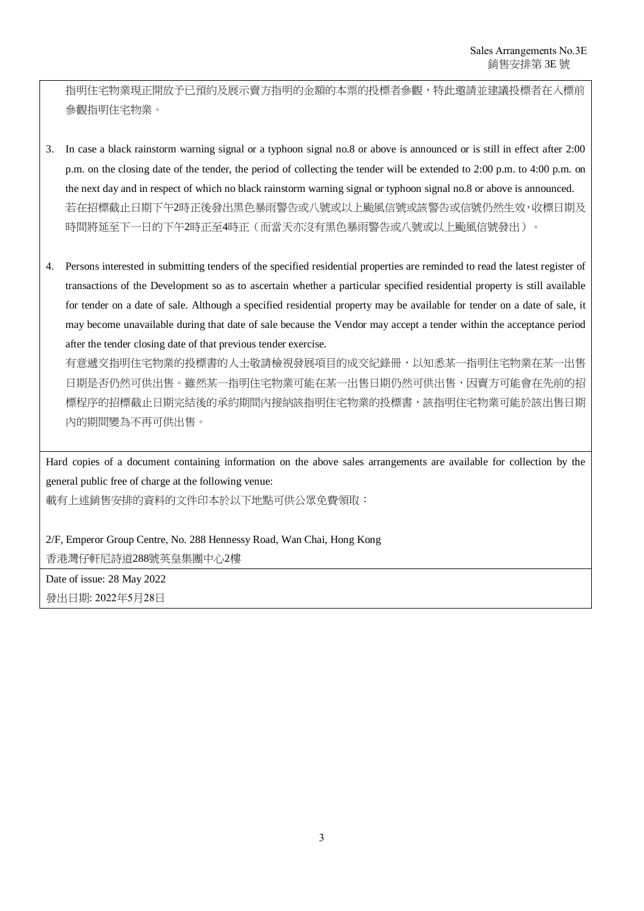指明住宅物業現正開放予已預約及展示賣方指明的金額的本票的投標者參觀，特此邀請並建議投標者在入標前參觀指明住宅物業。

3. In case a black rainstorm warning signal or a typhoon signal no.8 or above is announced or is still in effect after 2:00 p.m. on the closing date of the tender, the period of collecting the tender will be extended to 2:00 p.m. to 4:00 p.m. on the next day and in respect of which no black rainstorm warning signal or typhoon signal no.8 or above is announced.
若在招標截止日期下午2時正後發出黑色暴雨警告或八號或以上颱風信號或該警告或信號仍然生效，收標日期及時間將延至下一日的下午2時正至4時正（而當天亦沒有黑色暴雨警告或八號或以上颱風信號發出）。

4. Persons interested in submitting tenders of the specified residential properties are reminded to read the latest register of transactions of the Development so as to ascertain whether a particular specified residential property is still available for tender on a date of sale. Although a specified residential property may be available for tender on a date of sale, it may become unavailable during that date of sale because the Vendor may accept a tender within the acceptance period after the tender closing date of that previous tender exercise.
有意遞交指明住宅物業的投標書的人士敬請檢視發展項目的成交紀錄冊，以知悉某一指明住宅物業在某一出售日期是否仍然可供出售。雖然某一指明住宅物業可能在某一出售日期仍然可供出售，因賣方可能會在先前的招標程序的招標截止日期完結後的承約期間內接納該指明住宅物業的投標書，該指明住宅物業可能於該出售日期內的期間變為不再可供出售。

Hard copies of a document containing information on the above sales arrangements are available for collection by the general public free of charge at the following venue:
載有上述銷售安排的資料的文件印本於以下地點可供公眾免費領取：

2/F, Emperor Group Centre, No. 288 Hennessy Road, Wan Chai, Hong Kong
香港灣仔軒尼詩道288號英皇集團中心2樓

Date of issue: 28 May 2022
發出日期: 2022年5月28日